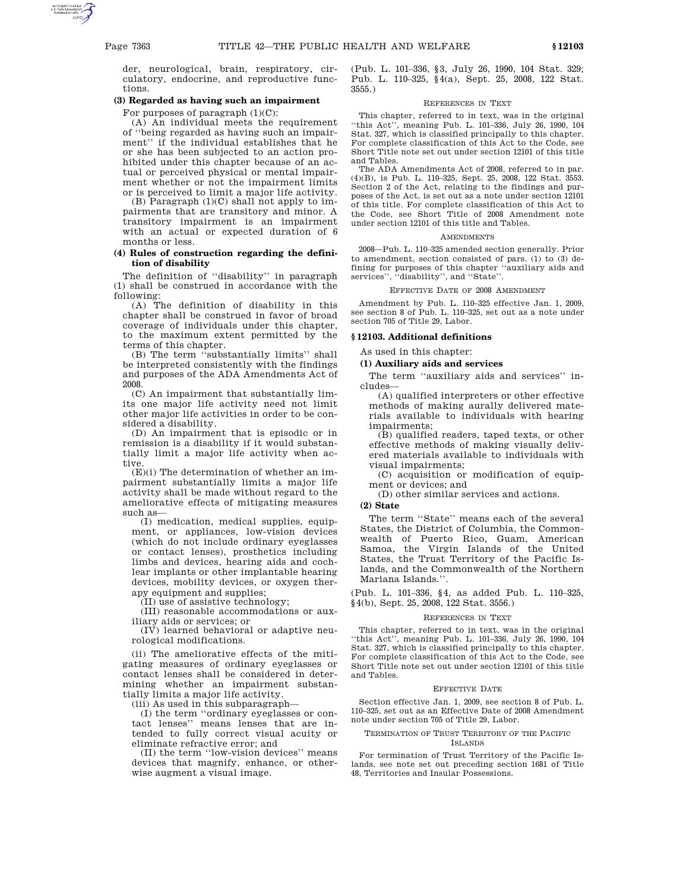der, neurological, brain, respiratory, circulatory, endocrine, and reproductive functions.

**(3) Regarded as having such an impairment**

For purposes of paragraph (1)(C):

(A) An individual meets the requirement of ''being regarded as having such an impairment'' if the individual establishes that he or she has been subjected to an action prohibited under this chapter because of an actual or perceived physical or mental impairment whether or not the impairment limits or is perceived to limit a major life activity.

(B) Paragraph (1)(C) shall not apply to impairments that are transitory and minor. A transitory impairment is an impairment with an actual or expected duration of 6 months or less.

**(4) Rules of construction regarding the definition of disability**

The definition of ''disability'' in paragraph (1) shall be construed in accordance with the following:

(A) The definition of disability in this chapter shall be construed in favor of broad coverage of individuals under this chapter, to the maximum extent permitted by the terms of this chapter.

(B) The term ''substantially limits'' shall be interpreted consistently with the findings and purposes of the ADA Amendments Act of 2008.

(C) An impairment that substantially limits one major life activity need not limit other major life activities in order to be considered a disability.

(D) An impairment that is episodic or in remission is a disability if it would substantially limit a major life activity when active.

(E)(i) The determination of whether an impairment substantially limits a major life activity shall be made without regard to the ameliorative effects of mitigating measures such as—

(I) medication, medical supplies, equipment, or appliances, low-vision devices (which do not include ordinary eyeglasses or contact lenses), prosthetics including limbs and devices, hearing aids and cochlear implants or other implantable hearing devices, mobility devices, or oxygen therapy equipment and supplies;

(II) use of assistive technology;

(III) reasonable accommodations or auxiliary aids or services; or

(IV) learned behavioral or adaptive neurological modifications.

(ii) The ameliorative effects of the mitigating measures of ordinary eyeglasses or contact lenses shall be considered in determining whether an impairment substantially limits a major life activity.

(iii) As used in this subparagraph—

(I) the term ''ordinary eyeglasses or contact lenses'' means lenses that are intended to fully correct visual acuity or eliminate refractive error; and

(II) the term ''low-vision devices'' means devices that magnify, enhance, or otherwise augment a visual image.

(Pub. L. 101–336, §3, July 26, 1990, 104 Stat. 329; Pub. L. 110–325, §4(a), Sept. 25, 2008, 122 Stat. 3555.)

REFERENCES IN TEXT

This chapter, referred to in text, was in the original ''this Act'', meaning Pub. L. 101–336, July 26, 1990, 104 Stat. 327, which is classified principally to this chapter. For complete classification of this Act to the Code, see Short Title note set out under section 12101 of this title and Tables.

The ADA Amendments Act of 2008, referred to in par. (4)(B), is Pub. L. 110–325, Sept. 25, 2008, 122 Stat. 3553. Section 2 of the Act, relating to the findings and purposes of the Act, is set out as a note under section 12101 of this title. For complete classification of this Act to the Code, see Short Title of 2008 Amendment note under section 12101 of this title and Tables.

AMENDMENTS

2008—Pub. L. 110–325 amended section generally. Prior to amendment, section consisted of pars. (1) to (3) defining for purposes of this chapter ''auxiliary aids and services'', ''disability'', and ''State''.

EFFECTIVE DATE OF 2008 AMENDMENT

Amendment by Pub. L. 110–325 effective Jan. 1, 2009, see section 8 of Pub. L. 110–325, set out as a note under section 705 of Title 29, Labor.

## §12103. Additional definitions

As used in this chapter:

**(1) Auxiliary aids and services**

The term ''auxiliary aids and services'' includes—

(A) qualified interpreters or other effective methods of making aurally delivered materials available to individuals with hearing impairments;

(B) qualified readers, taped texts, or other effective methods of making visually delivered materials available to individuals with visual impairments;

(C) acquisition or modification of equipment or devices; and

(D) other similar services and actions.

**(2) State**

The term ''State'' means each of the several States, the District of Columbia, the Commonwealth of Puerto Rico, Guam, American Samoa, the Virgin Islands of the United States, the Trust Territory of the Pacific Islands, and the Commonwealth of the Northern Mariana Islands.''.

(Pub. L. 101–336, §4, as added Pub. L. 110–325, §4(b), Sept. 25, 2008, 122 Stat. 3556.)

REFERENCES IN TEXT

This chapter, referred to in text, was in the original ''this Act'', meaning Pub. L. 101–336, July 26, 1990, 104 Stat. 327, which is classified principally to this chapter. For complete classification of this Act to the Code, see Short Title note set out under section 12101 of this title and Tables.

EFFECTIVE DATE

Section effective Jan. 1, 2009, see section 8 of Pub. L. 110–325, set out as an Effective Date of 2008 Amendment note under section 705 of Title 29, Labor.

TERMINATION OF TRUST TERRITORY OF THE PACIFIC ISLANDS

For termination of Trust Territory of the Pacific Islands, see note set out preceding section 1681 of Title 48, Territories and Insular Possessions.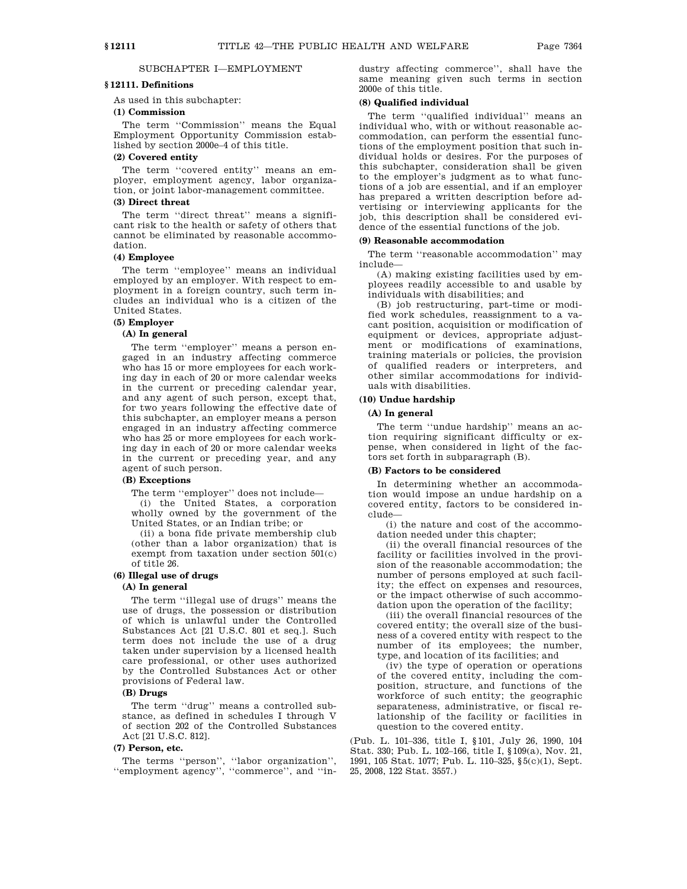## SUBCHAPTER I—EMPLOYMENT

### § 12111. Definitions

As used in this subchapter:

#### (1) Commission

The term ''Commission'' means the Equal Employment Opportunity Commission established by section 2000e–4 of this title.

#### (2) Covered entity

The term ''covered entity'' means an employer, employment agency, labor organization, or joint labor-management committee.

#### (3) Direct threat

The term ''direct threat'' means a significant risk to the health or safety of others that cannot be eliminated by reasonable accommodation.

#### (4) Employee

The term ''employee'' means an individual employed by an employer. With respect to employment in a foreign country, such term includes an individual who is a citizen of the United States.

#### (5) Employer

##### (A) In general

The term ''employer'' means a person engaged in an industry affecting commerce who has 15 or more employees for each working day in each of 20 or more calendar weeks in the current or preceding calendar year, and any agent of such person, except that, for two years following the effective date of this subchapter, an employer means a person engaged in an industry affecting commerce who has 25 or more employees for each working day in each of 20 or more calendar weeks in the current or preceding year, and any agent of such person.

##### (B) Exceptions

The term ''employer'' does not include—

(i) the United States, a corporation wholly owned by the government of the United States, or an Indian tribe; or

(ii) a bona fide private membership club (other than a labor organization) that is exempt from taxation under section 501(c) of title 26.

#### (6) Illegal use of drugs

##### (A) In general

The term ''illegal use of drugs'' means the use of drugs, the possession or distribution of which is unlawful under the Controlled Substances Act [21 U.S.C. 801 et seq.]. Such term does not include the use of a drug taken under supervision by a licensed health care professional, or other uses authorized by the Controlled Substances Act or other provisions of Federal law.

##### (B) Drugs

The term ''drug'' means a controlled substance, as defined in schedules I through V of section 202 of the Controlled Substances Act [21 U.S.C. 812].

#### (7) Person, etc.

The terms ''person'', ''labor organization'', ''employment agency'', ''commerce'', and ''industry affecting commerce'', shall have the same meaning given such terms in section 2000e of this title.

#### (8) Qualified individual

The term ''qualified individual'' means an individual who, with or without reasonable accommodation, can perform the essential functions of the employment position that such individual holds or desires. For the purposes of this subchapter, consideration shall be given to the employer's judgment as to what functions of a job are essential, and if an employer has prepared a written description before advertising or interviewing applicants for the job, this description shall be considered evidence of the essential functions of the job.

#### (9) Reasonable accommodation

The term ''reasonable accommodation'' may include—

(A) making existing facilities used by employees readily accessible to and usable by individuals with disabilities; and

(B) job restructuring, part-time or modified work schedules, reassignment to a vacant position, acquisition or modification of equipment or devices, appropriate adjustment or modifications of examinations, training materials or policies, the provision of qualified readers or interpreters, and other similar accommodations for individuals with disabilities.

#### (10) Undue hardship

##### (A) In general

The term ''undue hardship'' means an action requiring significant difficulty or expense, when considered in light of the factors set forth in subparagraph (B).

##### (B) Factors to be considered

In determining whether an accommodation would impose an undue hardship on a covered entity, factors to be considered include—

(i) the nature and cost of the accommodation needed under this chapter;

(ii) the overall financial resources of the facility or facilities involved in the provision of the reasonable accommodation; the number of persons employed at such facility; the effect on expenses and resources, or the impact otherwise of such accommodation upon the operation of the facility;

(iii) the overall financial resources of the covered entity; the overall size of the business of a covered entity with respect to the number of its employees; the number, type, and location of its facilities; and

(iv) the type of operation or operations of the covered entity, including the composition, structure, and functions of the workforce of such entity; the geographic separateness, administrative, or fiscal relationship of the facility or facilities in question to the covered entity.

(Pub. L. 101–336, title I, § 101, July 26, 1990, 104 Stat. 330; Pub. L. 102–166, title I, § 109(a), Nov. 21, 1991, 105 Stat. 1077; Pub. L. 110–325, § 5(c)(1), Sept. 25, 2008, 122 Stat. 3557.)